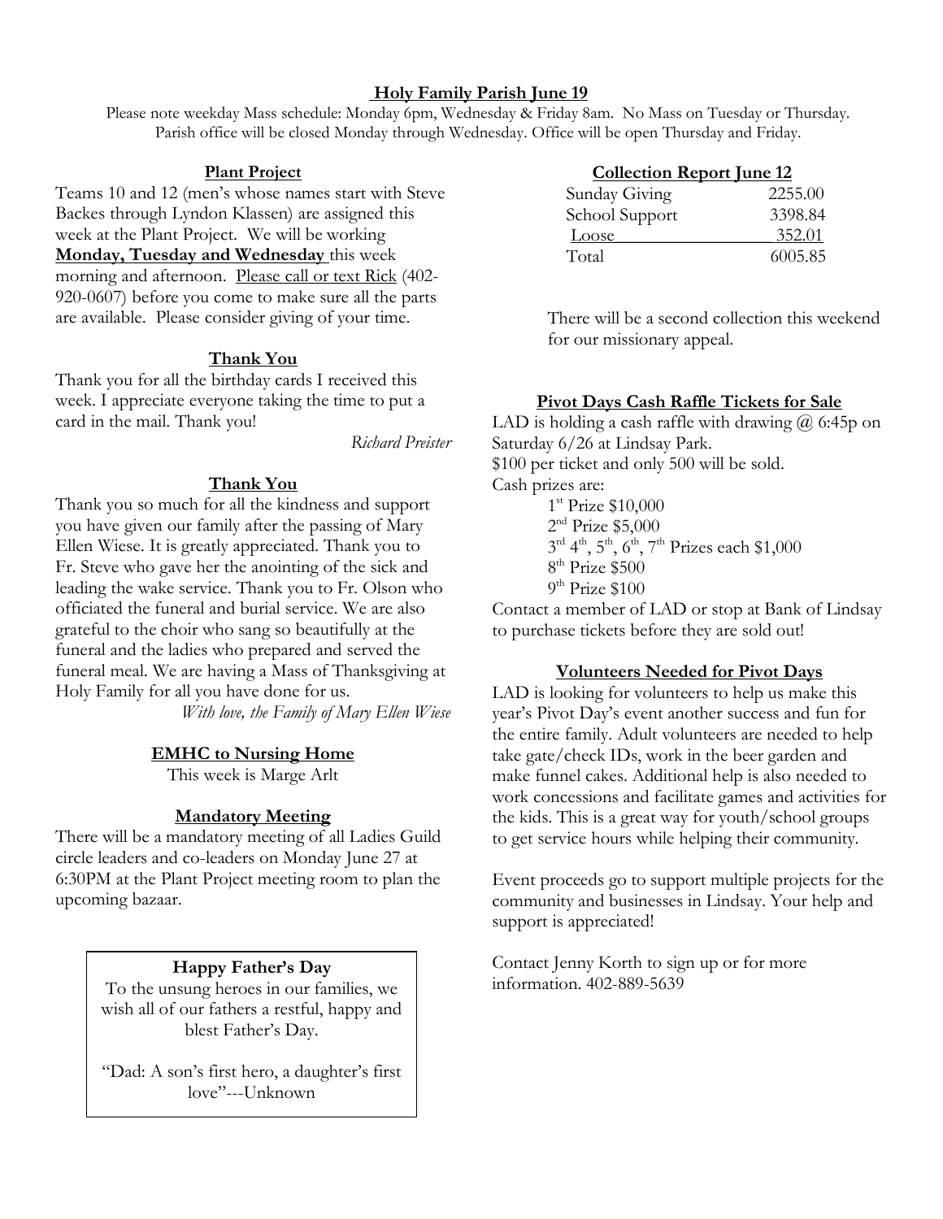## Holy Family Parish June 19

Please note weekday Mass schedule: Monday 6pm, Wednesday & Friday 8am. No Mass on Tuesday or Thursday. Parish office will be closed Monday through Wednesday. Office will be open Thursday and Friday.

### Plant Project

Teams 10 and 12 (men's whose names start with Steve Backes through Lyndon Klassen) are assigned this week at the Plant Project. We will be working **Monday, Tuesday and Wednesday** this week morning and afternoon. Please call or text Rick (402-920-0607) before you come to make sure all the parts are available. Please consider giving of your time.

### Thank You

Thank you for all the birthday cards I received this week. I appreciate everyone taking the time to put a card in the mail. Thank you!

*Richard Preister*

### Thank You

Thank you so much for all the kindness and support you have given our family after the passing of Mary Ellen Wiese. It is greatly appreciated. Thank you to Fr. Steve who gave her the anointing of the sick and leading the wake service. Thank you to Fr. Olson who officiated the funeral and burial service. We are also grateful to the choir who sang so beautifully at the funeral and the ladies who prepared and served the funeral meal. We are having a Mass of Thanksgiving at Holy Family for all you have done for us.

*With love, the Family of Mary Ellen Wiese*

### EMHC to Nursing Home

This week is Marge Arlt

### Mandatory Meeting

There will be a mandatory meeting of all Ladies Guild circle leaders and co-leaders on Monday June 27 at 6:30PM at the Plant Project meeting room to plan the upcoming bazaar.

### Happy Father's Day

To the unsung heroes in our families, we wish all of our fathers a restful, happy and blest Father's Day.

"Dad: A son's first hero, a daughter's first love"---Unknown

### Collection Report June 12

| | |
|---|---|
| Sunday Giving | 2255.00 |
| School Support | 3398.84 |
| Loose | 352.01 |
| Total | 6005.85 |

There will be a second collection this weekend for our missionary appeal.

### Pivot Days Cash Raffle Tickets for Sale

LAD is holding a cash raffle with drawing @ 6:45p on Saturday 6/26 at Lindsay Park.
$100 per ticket and only 500 will be sold.
Cash prizes are:

- 1st Prize $10,000
- 2nd Prize $5,000
- 3rd 4th, 5th, 6th, 7th Prizes each $1,000
- 8th Prize $500
- 9th Prize $100

Contact a member of LAD or stop at Bank of Lindsay to purchase tickets before they are sold out!

### Volunteers Needed for Pivot Days

LAD is looking for volunteers to help us make this year's Pivot Day's event another success and fun for the entire family. Adult volunteers are needed to help take gate/check IDs, work in the beer garden and make funnel cakes. Additional help is also needed to work concessions and facilitate games and activities for the kids. This is a great way for youth/school groups to get service hours while helping their community.

Event proceeds go to support multiple projects for the community and businesses in Lindsay. Your help and support is appreciated!

Contact Jenny Korth to sign up or for more information. 402-889-5639